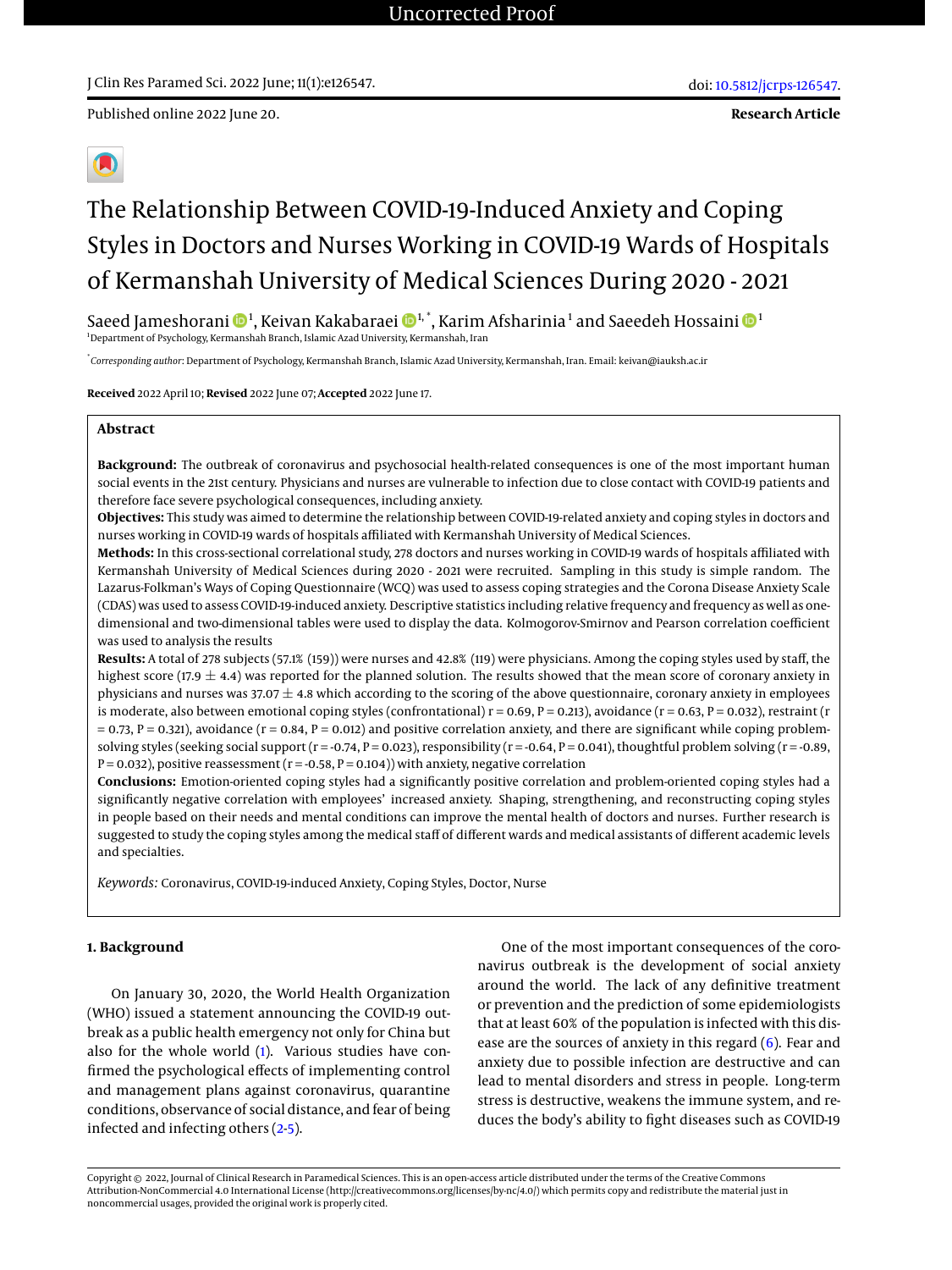Uncorrected Proof

J Clin Res Paramed Sci. 2022 June; 11(1):e126547.

doi: 10.5812/jcrps-126547.

Published online 2022 June 20.

**Research Article**

# The Relationship Between COVID-19-Induced Anxiety and Coping Styles in Doctors and Nurses Working in COVID-19 Wards of Hospitals of Kermanshah University of Medical Sciences During 2020 - 2021

Saeed Jameshorani [1], Keivan Kakabaraei [1,*], Karim Afsharinia [1] and Saeedeh Hossaini [1]

[1]Department of Psychology, Kermanshah Branch, Islamic Azad University, Kermanshah, Iran

[*]*Corresponding author*: Department of Psychology, Kermanshah Branch, Islamic Azad University, Kermanshah, Iran. Email: keivan@iauksh.ac.ir

**Received** 2022 April 10; **Revised** 2022 June 07; **Accepted** 2022 June 17.

## Abstract

**Background:** The outbreak of coronavirus and psychosocial health-related consequences is one of the most important human social events in the 21st century. Physicians and nurses are vulnerable to infection due to close contact with COVID-19 patients and therefore face severe psychological consequences, including anxiety.

**Objectives:** This study was aimed to determine the relationship between COVID-19-related anxiety and coping styles in doctors and nurses working in COVID-19 wards of hospitals affiliated with Kermanshah University of Medical Sciences.

**Methods:** In this cross-sectional correlational study, 278 doctors and nurses working in COVID-19 wards of hospitals affiliated with Kermanshah University of Medical Sciences during 2020 - 2021 were recruited. Sampling in this study is simple random. The Lazarus-Folkman's Ways of Coping Questionnaire (WCQ) was used to assess coping strategies and the Corona Disease Anxiety Scale (CDAS) was used to assess COVID-19-induced anxiety. Descriptive statistics including relative frequency and frequency as well as one-dimensional and two-dimensional tables were used to display the data. Kolmogorov-Smirnov and Pearson correlation coefficient was used to analysis the results

**Results:** A total of 278 subjects (57.1% (159)) were nurses and 42.8% (119) were physicians. Among the coping styles used by staff, the highest score ($17.9 \pm 4.4$) was reported for the planned solution. The results showed that the mean score of coronary anxiety in physicians and nurses was $37.07 \pm 4.8$ which according to the scoring of the above questionnaire, coronary anxiety in employees is moderate, also between emotional coping styles (confrontational) r = 0.69, P = 0.213), avoidance (r = 0.63, P = 0.032), restraint (r = 0.73, P = 0.321), avoidance (r = 0.84, P = 0.012) and positive correlation anxiety, and there are significant while coping problem-solving styles (seeking social support (r = -0.74, P = 0.023), responsibility (r = -0.64, P = 0.041), thoughtful problem solving (r = -0.89, P = 0.032), positive reassessment (r = -0.58, P = 0.104)) with anxiety, negative correlation

**Conclusions:** Emotion-oriented coping styles had a significantly positive correlation and problem-oriented coping styles had a significantly negative correlation with employees' increased anxiety. Shaping, strengthening, and reconstructing coping styles in people based on their needs and mental conditions can improve the mental health of doctors and nurses. Further research is suggested to study the coping styles among the medical staff of different wards and medical assistants of different academic levels and specialties.

*Keywords:* Coronavirus, COVID-19-induced Anxiety, Coping Styles, Doctor, Nurse

## 1. Background

On January 30, 2020, the World Health Organization (WHO) issued a statement announcing the COVID-19 outbreak as a public health emergency not only for China but also for the whole world (1). Various studies have confirmed the psychological effects of implementing control and management plans against coronavirus, quarantine conditions, observance of social distance, and fear of being infected and infecting others (2-5).

One of the most important consequences of the coronavirus outbreak is the development of social anxiety around the world. The lack of any definitive treatment or prevention and the prediction of some epidemiologists that at least 60% of the population is infected with this disease are the sources of anxiety in this regard (6). Fear and anxiety due to possible infection are destructive and can lead to mental disorders and stress in people. Long-term stress is destructive, weakens the immune system, and reduces the body's ability to fight diseases such as COVID-19

Copyright © 2022, Journal of Clinical Research in Paramedical Sciences. This is an open-access article distributed under the terms of the Creative Commons Attribution-NonCommercial 4.0 International License (http://creativecommons.org/licenses/by-nc/4.0/) which permits copy and redistribute the material just in noncommercial usages, provided the original work is properly cited.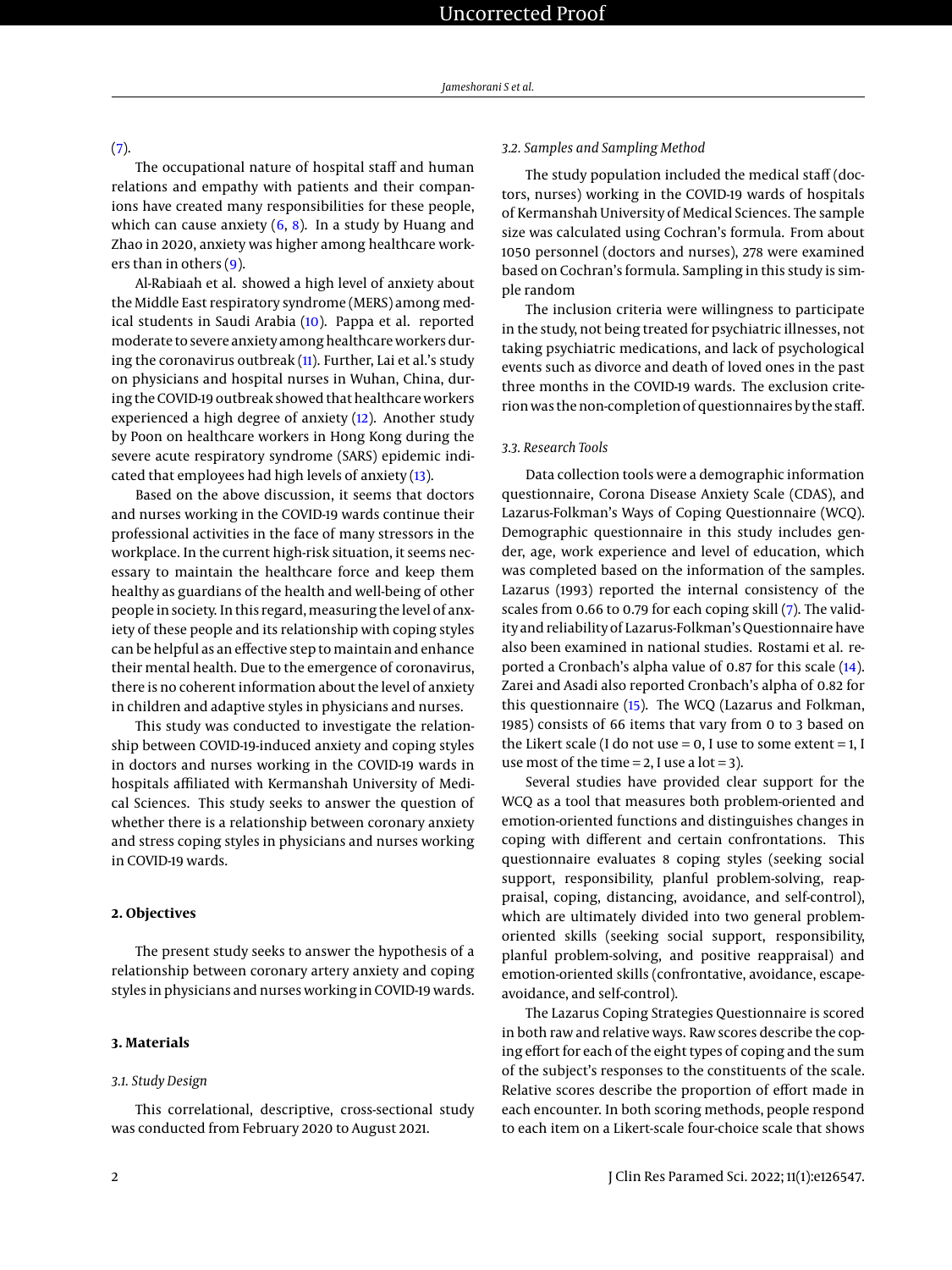(7).

The occupational nature of hospital staff and human relations and empathy with patients and their companions have created many responsibilities for these people, which can cause anxiety (6, 8). In a study by Huang and Zhao in 2020, anxiety was higher among healthcare workers than in others (9).

Al-Rabiaah et al. showed a high level of anxiety about the Middle East respiratory syndrome (MERS) among medical students in Saudi Arabia (10). Pappa et al. reported moderate to severe anxiety among healthcare workers during the coronavirus outbreak (11). Further, Lai et al.'s study on physicians and hospital nurses in Wuhan, China, during the COVID-19 outbreak showed that healthcare workers experienced a high degree of anxiety (12). Another study by Poon on healthcare workers in Hong Kong during the severe acute respiratory syndrome (SARS) epidemic indicated that employees had high levels of anxiety (13).

Based on the above discussion, it seems that doctors and nurses working in the COVID-19 wards continue their professional activities in the face of many stressors in the workplace. In the current high-risk situation, it seems necessary to maintain the healthcare force and keep them healthy as guardians of the health and well-being of other people in society. In this regard, measuring the level of anxiety of these people and its relationship with coping styles can be helpful as an effective step to maintain and enhance their mental health. Due to the emergence of coronavirus, there is no coherent information about the level of anxiety in children and adaptive styles in physicians and nurses.

This study was conducted to investigate the relationship between COVID-19-induced anxiety and coping styles in doctors and nurses working in the COVID-19 wards in hospitals affiliated with Kermanshah University of Medical Sciences. This study seeks to answer the question of whether there is a relationship between coronary anxiety and stress coping styles in physicians and nurses working in COVID-19 wards.

## 2. Objectives

The present study seeks to answer the hypothesis of a relationship between coronary artery anxiety and coping styles in physicians and nurses working in COVID-19 wards.

## 3. Materials

### 3.1. Study Design

This correlational, descriptive, cross-sectional study was conducted from February 2020 to August 2021.

### 3.2. Samples and Sampling Method

The study population included the medical staff (doctors, nurses) working in the COVID-19 wards of hospitals of Kermanshah University of Medical Sciences. The sample size was calculated using Cochran's formula. From about 1050 personnel (doctors and nurses), 278 were examined based on Cochran's formula. Sampling in this study is simple random

The inclusion criteria were willingness to participate in the study, not being treated for psychiatric illnesses, not taking psychiatric medications, and lack of psychological events such as divorce and death of loved ones in the past three months in the COVID-19 wards. The exclusion criterion was the non-completion of questionnaires by the staff.

### 3.3. Research Tools

Data collection tools were a demographic information questionnaire, Corona Disease Anxiety Scale (CDAS), and Lazarus-Folkman's Ways of Coping Questionnaire (WCQ). Demographic questionnaire in this study includes gender, age, work experience and level of education, which was completed based on the information of the samples. Lazarus (1993) reported the internal consistency of the scales from 0.66 to 0.79 for each coping skill (7). The validity and reliability of Lazarus-Folkman's Questionnaire have also been examined in national studies. Rostami et al. reported a Cronbach's alpha value of 0.87 for this scale (14). Zarei and Asadi also reported Cronbach's alpha of 0.82 for this questionnaire (15). The WCQ (Lazarus and Folkman, 1985) consists of 66 items that vary from 0 to 3 based on the Likert scale (I do not use = 0, I use to some extent = 1, I use most of the time = 2, I use a lot = 3).

Several studies have provided clear support for the WCQ as a tool that measures both problem-oriented and emotion-oriented functions and distinguishes changes in coping with different and certain confrontations. This questionnaire evaluates 8 coping styles (seeking social support, responsibility, planful problem-solving, reappraisal, coping, distancing, avoidance, and self-control), which are ultimately divided into two general problem-oriented skills (seeking social support, responsibility, planful problem-solving, and positive reappraisal) and emotion-oriented skills (confrontative, avoidance, escape-avoidance, and self-control).

The Lazarus Coping Strategies Questionnaire is scored in both raw and relative ways. Raw scores describe the coping effort for each of the eight types of coping and the sum of the subject's responses to the constituents of the scale. Relative scores describe the proportion of effort made in each encounter. In both scoring methods, people respond to each item on a Likert-scale four-choice scale that shows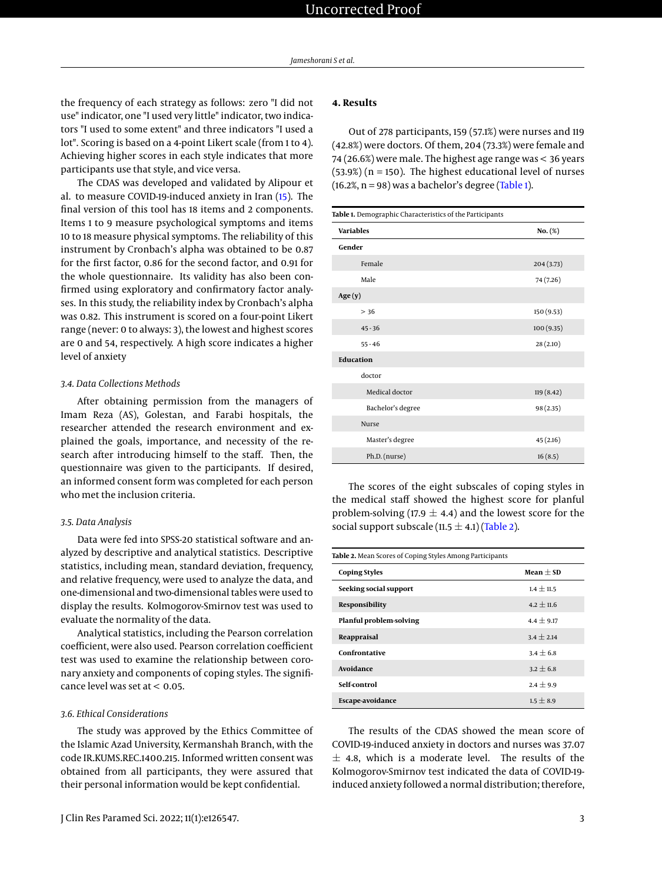the frequency of each strategy as follows: zero "I did not use" indicator, one "I used very little" indicator, two indicators "I used to some extent" and three indicators "I used a lot". Scoring is based on a 4-point Likert scale (from 1 to 4). Achieving higher scores in each style indicates that more participants use that style, and vice versa.

The CDAS was developed and validated by Alipour et al. to measure COVID-19-induced anxiety in Iran (15). The final version of this tool has 18 items and 2 components. Items 1 to 9 measure psychological symptoms and items 10 to 18 measure physical symptoms. The reliability of this instrument by Cronbach's alpha was obtained to be 0.87 for the first factor, 0.86 for the second factor, and 0.91 for the whole questionnaire. Its validity has also been confirmed using exploratory and confirmatory factor analyses. In this study, the reliability index by Cronbach's alpha was 0.82. This instrument is scored on a four-point Likert range (never: 0 to always: 3), the lowest and highest scores are 0 and 54, respectively. A high score indicates a higher level of anxiety

### *3.4. Data Collections Methods*

After obtaining permission from the managers of Imam Reza (AS), Golestan, and Farabi hospitals, the researcher attended the research environment and explained the goals, importance, and necessity of the research after introducing himself to the staff. Then, the questionnaire was given to the participants. If desired, an informed consent form was completed for each person who met the inclusion criteria.

### *3.5. Data Analysis*

Data were fed into SPSS-20 statistical software and analyzed by descriptive and analytical statistics. Descriptive statistics, including mean, standard deviation, frequency, and relative frequency, were used to analyze the data, and one-dimensional and two-dimensional tables were used to display the results. Kolmogorov-Smirnov test was used to evaluate the normality of the data.

Analytical statistics, including the Pearson correlation coefficient, were also used. Pearson correlation coefficient test was used to examine the relationship between coronary anxiety and components of coping styles. The significance level was set at < 0.05.

### *3.6. Ethical Considerations*

The study was approved by the Ethics Committee of the Islamic Azad University, Kermanshah Branch, with the code IR.KUMS.REC.1400.215. Informed written consent was obtained from all participants, they were assured that their personal information would be kept confidential.

## 4. Results

Out of 278 participants, 159 (57.1%) were nurses and 119 (42.8%) were doctors. Of them, 204 (73.3%) were female and 74 (26.6%) were male. The highest age range was < 36 years (53.9%) (n = 150). The highest educational level of nurses (16.2%, n = 98) was a bachelor's degree (Table 1).

**Table 1.** Demographic Characteristics of the Participants

| Variables | No. (%) |
|---|---|
| **Gender** | |
| Female | 204 (3.73) |
| Male | 74 (7.26) |
| **Age (y)** | |
| > 36 | 150 (9.53) |
| 45 - 36 | 100 (9.35) |
| 55 - 46 | 28 (2.10) |
| **Education** | |
| doctor | |
| Medical doctor | 119 (8.42) |
| Bachelor's degree | 98 (2.35) |
| Nurse | |
| Master's degree | 45 (2.16) |
| Ph.D. (nurse) | 16 (8.5) |

The scores of the eight subscales of coping styles in the medical staff showed the highest score for planful problem-solving (17.9 ± 4.4) and the lowest score for the social support subscale (11.5 ± 4.1) (Table 2).

**Table 2.** Mean Scores of Coping Styles Among Participants

| Coping Styles | Mean ± SD |
|---|---|
| **Seeking social support** | 1.4 ± 11.5 |
| **Responsibility** | 4.2 ± 11.6 |
| **Planful problem-solving** | 4.4 ± 9.17 |
| **Reappraisal** | 3.4 ± 2.14 |
| **Confrontative** | 3.4 ± 6.8 |
| **Avoidance** | 3.2 ± 6.8 |
| **Self-control** | 2.4 ± 9.9 |
| **Escape-avoidance** | 1.5 ± 8.9 |

The results of the CDAS showed the mean score of COVID-19-induced anxiety in doctors and nurses was 37.07 ± 4.8, which is a moderate level. The results of the Kolmogorov-Smirnov test indicated the data of COVID-19-induced anxiety followed a normal distribution; therefore,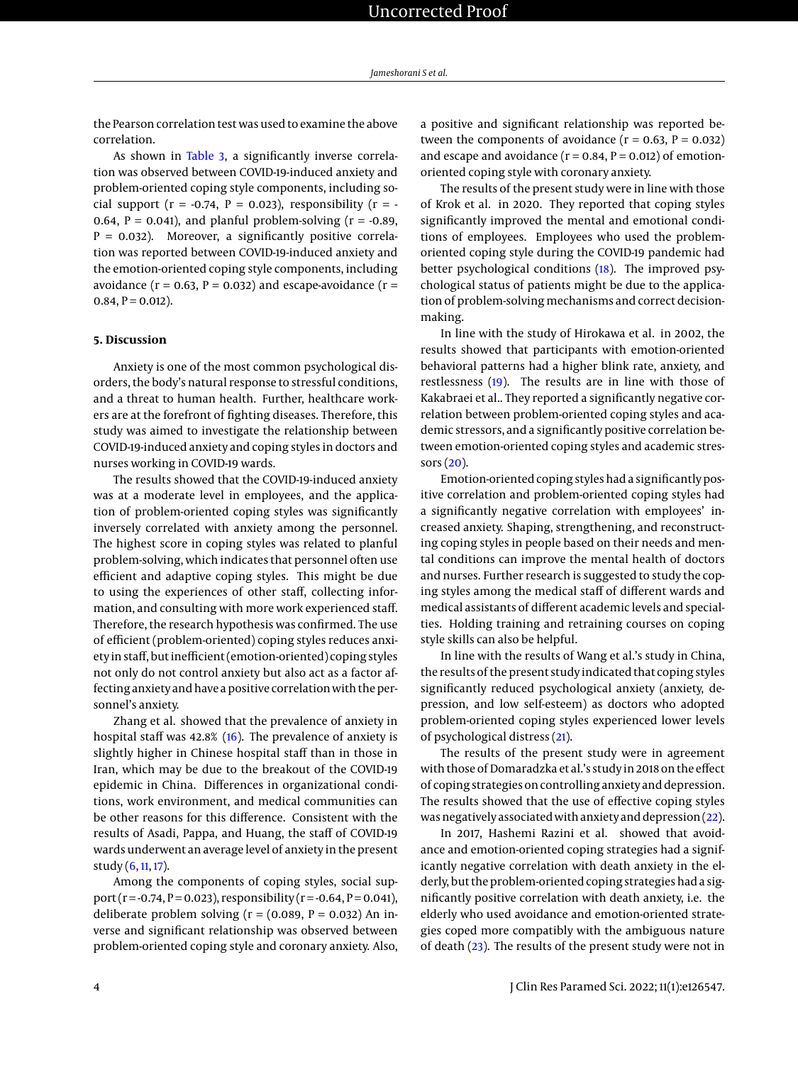the Pearson correlation test was used to examine the above correlation.

As shown in Table 3, a significantly inverse correlation was observed between COVID-19-induced anxiety and problem-oriented coping style components, including social support (r = -0.74, P = 0.023), responsibility (r = -0.64, P = 0.041), and planful problem-solving (r = -0.89, P = 0.032). Moreover, a significantly positive correlation was reported between COVID-19-induced anxiety and the emotion-oriented coping style components, including avoidance (r = 0.63, P = 0.032) and escape-avoidance (r = 0.84, P = 0.012).

## 5. Discussion

Anxiety is one of the most common psychological disorders, the body's natural response to stressful conditions, and a threat to human health. Further, healthcare workers are at the forefront of fighting diseases. Therefore, this study was aimed to investigate the relationship between COVID-19-induced anxiety and coping styles in doctors and nurses working in COVID-19 wards.

The results showed that the COVID-19-induced anxiety was at a moderate level in employees, and the application of problem-oriented coping styles was significantly inversely correlated with anxiety among the personnel. The highest score in coping styles was related to planful problem-solving, which indicates that personnel often use efficient and adaptive coping styles. This might be due to using the experiences of other staff, collecting information, and consulting with more work experienced staff. Therefore, the research hypothesis was confirmed. The use of efficient (problem-oriented) coping styles reduces anxiety in staff, but inefficient (emotion-oriented) coping styles not only do not control anxiety but also act as a factor affecting anxiety and have a positive correlation with the personnel's anxiety.

Zhang et al. showed that the prevalence of anxiety in hospital staff was 42.8% (16). The prevalence of anxiety is slightly higher in Chinese hospital staff than in those in Iran, which may be due to the breakout of the COVID-19 epidemic in China. Differences in organizational conditions, work environment, and medical communities can be other reasons for this difference. Consistent with the results of Asadi, Pappa, and Huang, the staff of COVID-19 wards underwent an average level of anxiety in the present study (6, 11, 17).

Among the components of coping styles, social support (r = -0.74, P = 0.023), responsibility (r = -0.64, P = 0.041), deliberate problem solving (r = (0.089, P = 0.032) An inverse and significant relationship was observed between problem-oriented coping style and coronary anxiety. Also, a positive and significant relationship was reported between the components of avoidance (r = 0.63, P = 0.032) and escape and avoidance (r = 0.84, P = 0.012) of emotion-oriented coping style with coronary anxiety.

The results of the present study were in line with those of Krok et al. in 2020. They reported that coping styles significantly improved the mental and emotional conditions of employees. Employees who used the problem-oriented coping style during the COVID-19 pandemic had better psychological conditions (18). The improved psychological status of patients might be due to the application of problem-solving mechanisms and correct decision-making.

In line with the study of Hirokawa et al. in 2002, the results showed that participants with emotion-oriented behavioral patterns had a higher blink rate, anxiety, and restlessness (19). The results are in line with those of Kakabraei et al.. They reported a significantly negative correlation between problem-oriented coping styles and academic stressors, and a significantly positive correlation between emotion-oriented coping styles and academic stressors (20).

Emotion-oriented coping styles had a significantly positive correlation and problem-oriented coping styles had a significantly negative correlation with employees' increased anxiety. Shaping, strengthening, and reconstructing coping styles in people based on their needs and mental conditions can improve the mental health of doctors and nurses. Further research is suggested to study the coping styles among the medical staff of different wards and medical assistants of different academic levels and specialties. Holding training and retraining courses on coping style skills can also be helpful.

In line with the results of Wang et al.'s study in China, the results of the present study indicated that coping styles significantly reduced psychological anxiety (anxiety, depression, and low self-esteem) as doctors who adopted problem-oriented coping styles experienced lower levels of psychological distress (21).

The results of the present study were in agreement with those of Domaradzka et al.'s study in 2018 on the effect of coping strategies on controlling anxiety and depression. The results showed that the use of effective coping styles was negatively associated with anxiety and depression (22).

In 2017, Hashemi Razini et al. showed that avoidance and emotion-oriented coping strategies had a significantly negative correlation with death anxiety in the elderly, but the problem-oriented coping strategies had a significantly positive correlation with death anxiety, i.e. the elderly who used avoidance and emotion-oriented strategies coped more compatibly with the ambiguous nature of death (23). The results of the present study were not in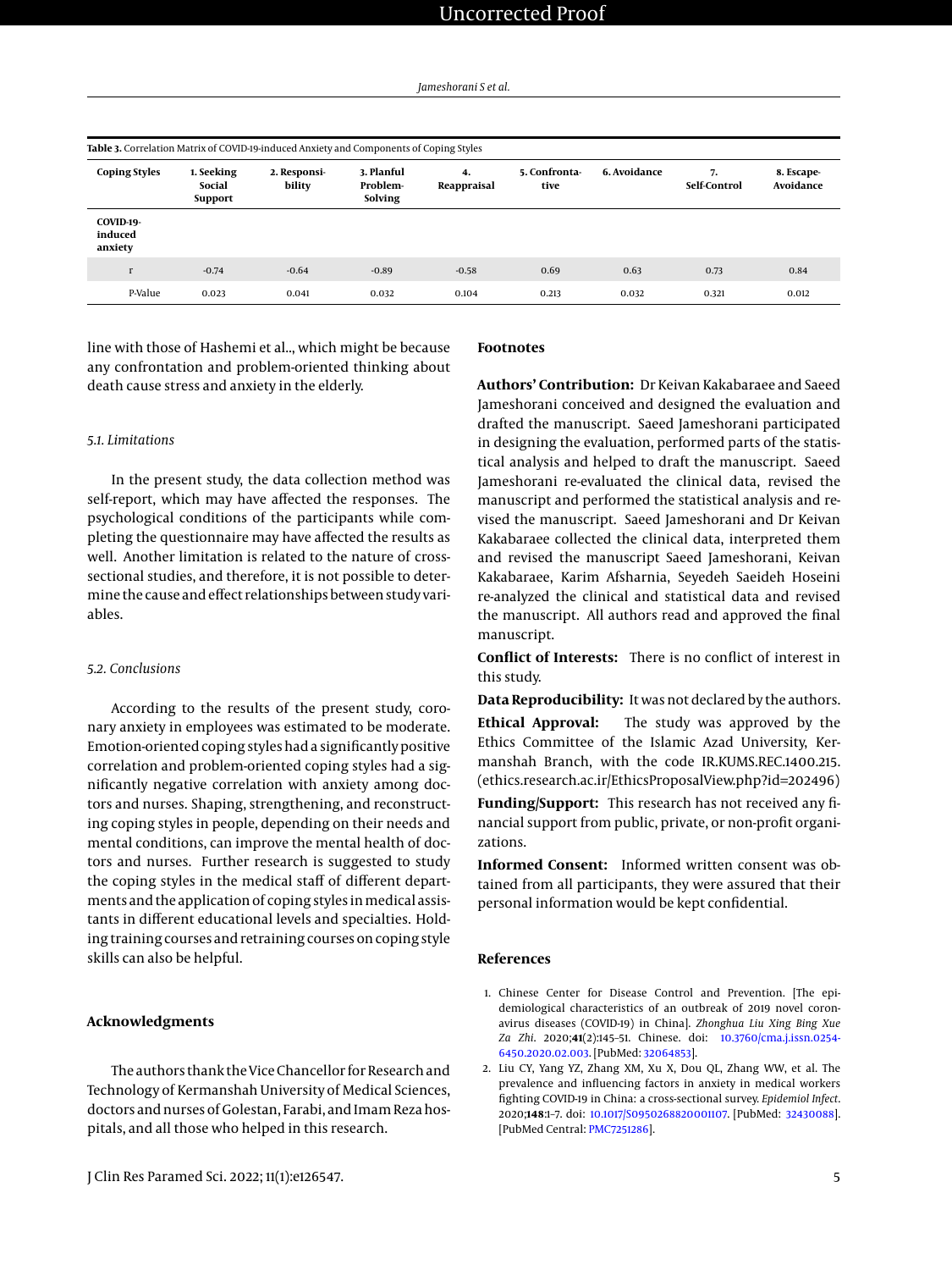**Table 3.** Correlation Matrix of COVID-19-induced Anxiety and Components of Coping Styles

| Coping Styles | 1. Seeking Social Support | 2. Responsibility | 3. Planful Problem-Solving | 4. Reappraisal | 5. Confrontative | 6. Avoidance | 7. Self-Control | 8. Escape-Avoidance |
|---|---|---|---|---|---|---|---|---|
| **COVID-19-induced anxiety** | | | | | | | | |
| r | -0.74 | -0.64 | -0.89 | -0.58 | 0.69 | 0.63 | 0.73 | 0.84 |
| P-Value | 0.023 | 0.041 | 0.032 | 0.104 | 0.213 | 0.032 | 0.321 | 0.012 |

line with those of Hashemi et al.., which might be because any confrontation and problem-oriented thinking about death cause stress and anxiety in the elderly.

### 5.1. Limitations

In the present study, the data collection method was self-report, which may have affected the responses. The psychological conditions of the participants while completing the questionnaire may have affected the results as well. Another limitation is related to the nature of cross-sectional studies, and therefore, it is not possible to determine the cause and effect relationships between study variables.

### 5.2. Conclusions

According to the results of the present study, coronary anxiety in employees was estimated to be moderate. Emotion-oriented coping styles had a significantly positive correlation and problem-oriented coping styles had a significantly negative correlation with anxiety among doctors and nurses. Shaping, strengthening, and reconstructing coping styles in people, depending on their needs and mental conditions, can improve the mental health of doctors and nurses. Further research is suggested to study the coping styles in the medical staff of different departments and the application of coping styles in medical assistants in different educational levels and specialties. Holding training courses and retraining courses on coping style skills can also be helpful.

## Acknowledgments

The authors thank the Vice Chancellor for Research and Technology of Kermanshah University of Medical Sciences, doctors and nurses of Golestan, Farabi, and Imam Reza hospitals, and all those who helped in this research.

## Footnotes

**Authors' Contribution:** Dr Keivan Kakabaraee and Saeed Jameshorani conceived and designed the evaluation and drafted the manuscript. Saeed Jameshorani participated in designing the evaluation, performed parts of the statistical analysis and helped to draft the manuscript. Saeed Jameshorani re-evaluated the clinical data, revised the manuscript and performed the statistical analysis and revised the manuscript. Saeed Jameshorani and Dr Keivan Kakabaraee collected the clinical data, interpreted them and revised the manuscript Saeed Jameshorani, Keivan Kakabaraee, Karim Afsharnia, Seyedeh Saeideh Hoseini re-analyzed the clinical and statistical data and revised the manuscript. All authors read and approved the final manuscript.

**Conflict of Interests:** There is no conflict of interest in this study.

**Data Reproducibility:** It was not declared by the authors.

**Ethical Approval:** The study was approved by the Ethics Committee of the Islamic Azad University, Kermanshah Branch, with the code IR.KUMS.REC.1400.215. (ethics.research.ac.ir/EthicsProposalView.php?id=202496)

**Funding/Support:** This research has not received any financial support from public, private, or non-profit organizations.

**Informed Consent:** Informed written consent was obtained from all participants, they were assured that their personal information would be kept confidential.

## References

1. Chinese Center for Disease Control and Prevention. [The epidemiological characteristics of an outbreak of 2019 novel coronavirus diseases (COVID-19) in China]. *Zhonghua Liu Xing Bing Xue Za Zhi*. 2020;**41**(2):145–51. Chinese. doi: 10.3760/cma.j.issn.0254-6450.2020.02.003. [PubMed: 32064853].
2. Liu CY, Yang YZ, Zhang XM, Xu X, Dou QL, Zhang WW, et al. The prevalence and influencing factors in anxiety in medical workers fighting COVID-19 in China: a cross-sectional survey. *Epidemiol Infect*. 2020;**148**:1–7. doi: 10.1017/S0950268820001107. [PubMed: 32430088]. [PubMed Central: PMC7251286].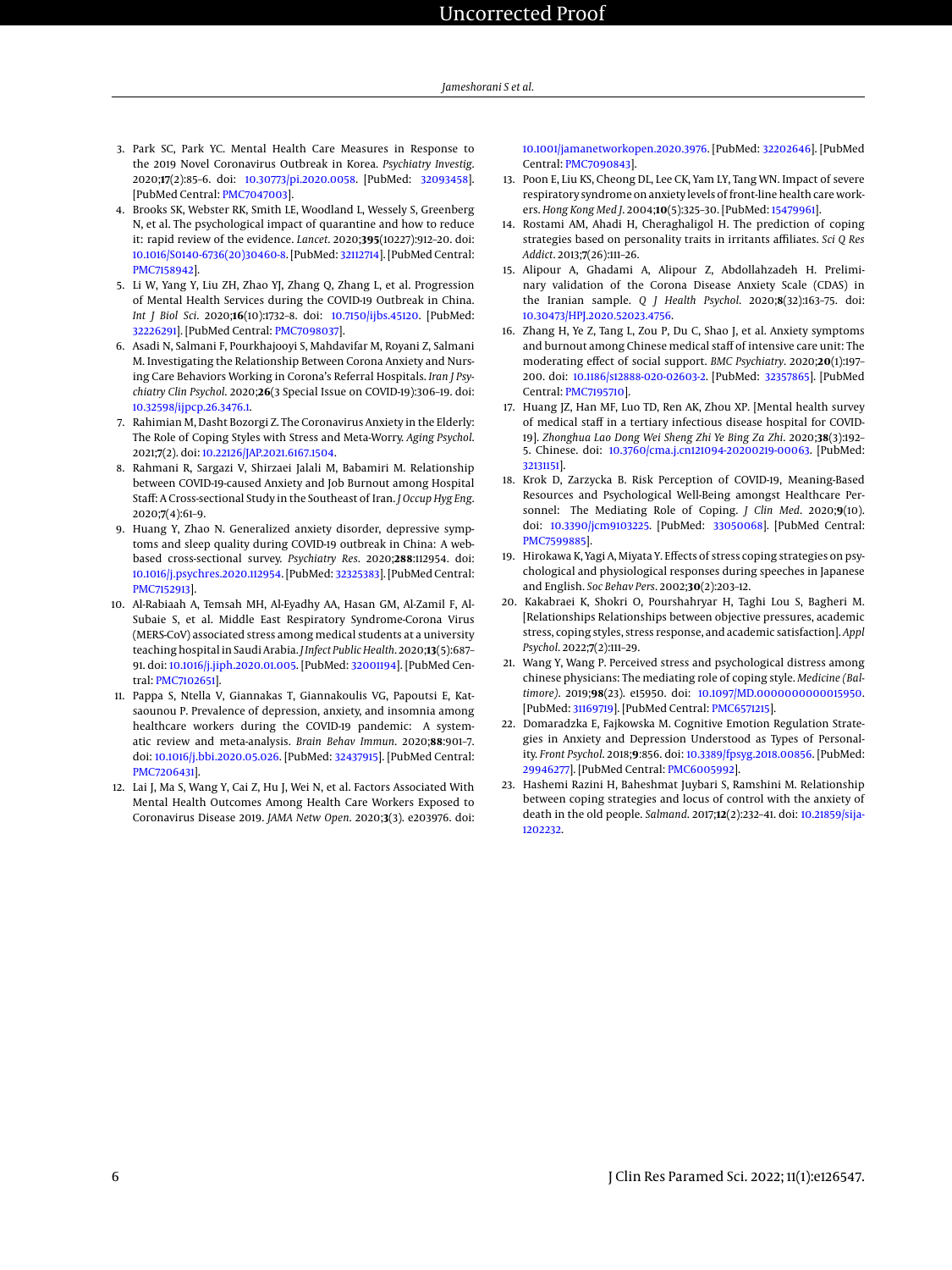3. Park SC, Park YC. Mental Health Care Measures in Response to the 2019 Novel Coronavirus Outbreak in Korea. *Psychiatry Investig*. 2020;**17**(2):85–6. doi: 10.30773/pi.2020.0058. [PubMed: 32093458]. [PubMed Central: PMC7047003].
4. Brooks SK, Webster RK, Smith LE, Woodland L, Wessely S, Greenberg N, et al. The psychological impact of quarantine and how to reduce it: rapid review of the evidence. *Lancet*. 2020;**395**(10227):912–20. doi: 10.1016/S0140-6736(20)30460-8. [PubMed: 32112714]. [PubMed Central: PMC7158942].
5. Li W, Yang Y, Liu ZH, Zhao YJ, Zhang Q, Zhang L, et al. Progression of Mental Health Services during the COVID-19 Outbreak in China. *Int J Biol Sci*. 2020;**16**(10):1732–8. doi: 10.7150/ijbs.45120. [PubMed: 32226291]. [PubMed Central: PMC7098037].
6. Asadi N, Salmani F, Pourkhajooyi S, Mahdavifar M, Royani Z, Salmani M. Investigating the Relationship Between Corona Anxiety and Nursing Care Behaviors Working in Corona's Referral Hospitals. *Iran J Psychiatry Clin Psychol*. 2020;**26**(3 Special Issue on COVID-19):306–19. doi: 10.32598/ijpcp.26.3476.1.
7. Rahimian M, Dasht Bozorgi Z. The Coronavirus Anxiety in the Elderly: The Role of Coping Styles with Stress and Meta-Worry. *Aging Psychol*. 2021;**7**(2). doi: 10.22126/JAP.2021.6167.1504.
8. Rahmani R, Sargazi V, Shirzaei Jalali M, Babamiri M. Relationship between COVID-19-caused Anxiety and Job Burnout among Hospital Staff: A Cross-sectional Study in the Southeast of Iran. *J Occup Hyg Eng*. 2020;**7**(4):61–9.
9. Huang Y, Zhao N. Generalized anxiety disorder, depressive symptoms and sleep quality during COVID-19 outbreak in China: A web-based cross-sectional survey. *Psychiatry Res*. 2020;**288**:112954. doi: 10.1016/j.psychres.2020.112954. [PubMed: 32325383]. [PubMed Central: PMC7152913].
10. Al-Rabiaah A, Temsah MH, Al-Eyadhy AA, Hasan GM, Al-Zamil F, Al-Subaie S, et al. Middle East Respiratory Syndrome-Corona Virus (MERS-CoV) associated stress among medical students at a university teaching hospital in Saudi Arabia. *J Infect Public Health*. 2020;**13**(5):687–91. doi: 10.1016/j.jiph.2020.01.005. [PubMed: 32001194]. [PubMed Central: PMC7102651].
11. Pappa S, Ntella V, Giannakas T, Giannakoulis VG, Papoutsi E, Katsaounou P. Prevalence of depression, anxiety, and insomnia among healthcare workers during the COVID-19 pandemic: A systematic review and meta-analysis. *Brain Behav Immun*. 2020;**88**:901–7. doi: 10.1016/j.bbi.2020.05.026. [PubMed: 32437915]. [PubMed Central: PMC7206431].
12. Lai J, Ma S, Wang Y, Cai Z, Hu J, Wei N, et al. Factors Associated With Mental Health Outcomes Among Health Care Workers Exposed to Coronavirus Disease 2019. *JAMA Netw Open*. 2020;**3**(3). e203976. doi: 10.1001/jamanetworkopen.2020.3976. [PubMed: 32202646]. [PubMed Central: PMC7090843].
13. Poon E, Liu KS, Cheong DL, Lee CK, Yam LY, Tang WN. Impact of severe respiratory syndrome on anxiety levels of front-line health care workers. *Hong Kong Med J*. 2004;**10**(5):325–30. [PubMed: 15479961].
14. Rostami AM, Ahadi H, Cheraghaligol H. The prediction of coping strategies based on personality traits in irritants affiliates. *Sci Q Res Addict*. 2013;**7**(26):111–26.
15. Alipour A, Ghadami A, Alipour Z, Abdollahzadeh H. Preliminary validation of the Corona Disease Anxiety Scale (CDAS) in the Iranian sample. *Q J Health Psychol*. 2020;**8**(32):163–75. doi: 10.30473/HPJ.2020.52023.4756.
16. Zhang H, Ye Z, Tang L, Zou P, Du C, Shao J, et al. Anxiety symptoms and burnout among Chinese medical staff of intensive care unit: The moderating effect of social support. *BMC Psychiatry*. 2020;**20**(1):197–200. doi: 10.1186/s12888-020-02603-2. [PubMed: 32357865]. [PubMed Central: PMC7195710].
17. Huang JZ, Han MF, Luo TD, Ren AK, Zhou XP. [Mental health survey of medical staff in a tertiary infectious disease hospital for COVID-19]. *Zhonghua Lao Dong Wei Sheng Zhi Ye Bing Za Zhi*. 2020;**38**(3):192–5. Chinese. doi: 10.3760/cma.j.cn121094-20200219-00063. [PubMed: 32131151].
18. Krok D, Zarzycka B. Risk Perception of COVID-19, Meaning-Based Resources and Psychological Well-Being amongst Healthcare Personnel: The Mediating Role of Coping. *J Clin Med*. 2020;**9**(10). doi: 10.3390/jcm9103225. [PubMed: 33050068]. [PubMed Central: PMC7599885].
19. Hirokawa K, Yagi A, Miyata Y. Effects of stress coping strategies on psychological and physiological responses during speeches in Japanese and English. *Soc Behav Pers*. 2002;**30**(2):203–12.
20. Kakabraei K, Shokri O, Pourshahryar H, Taghi Lou S, Bagheri M. [Relationships Relationships between objective pressures, academic stress, coping styles, stress response, and academic satisfaction]. *Appl Psychol*. 2022;**7**(2):111–29.
21. Wang Y, Wang P. Perceived stress and psychological distress among chinese physicians: The mediating role of coping style. *Medicine (Baltimore)*. 2019;**98**(23). e15950. doi: 10.1097/MD.0000000000015950. [PubMed: 31169719]. [PubMed Central: PMC6571215].
22. Domaradzka E, Fajkowska M. Cognitive Emotion Regulation Strategies in Anxiety and Depression Understood as Types of Personality. *Front Psychol*. 2018;**9**:856. doi: 10.3389/fpsyg.2018.00856. [PubMed: 29946277]. [PubMed Central: PMC6005992].
23. Hashemi Razini H, Baheshmat Juybari S, Ramshini M. Relationship between coping strategies and locus of control with the anxiety of death in the old people. *Salmand*. 2017;**12**(2):232–41. doi: 10.21859/sija-1202232.